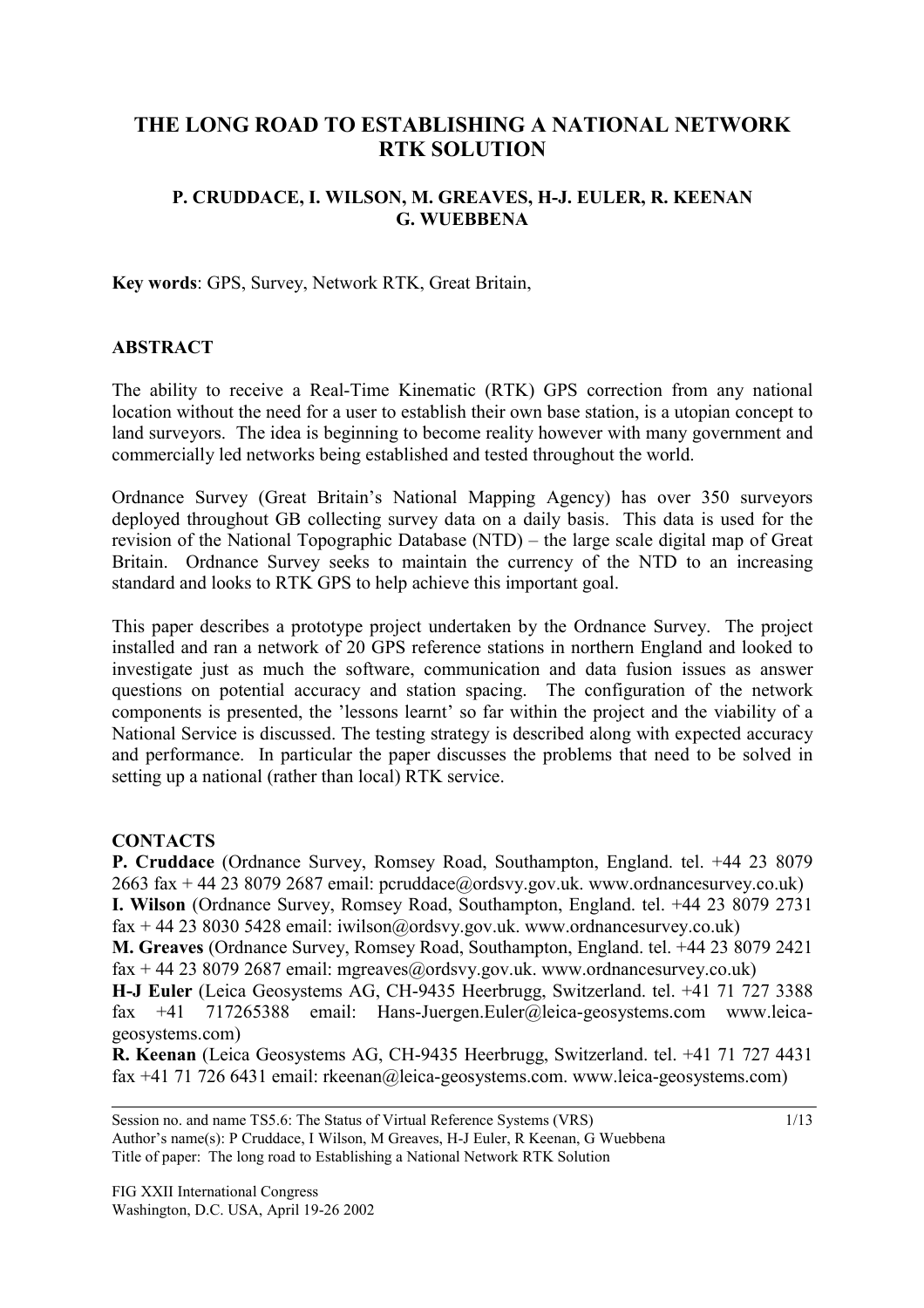# THE LONG ROAD TO ESTABLISHING A NATIONAL NETWORK RTK SOLUTION

**P. CRUDDACE, I. WILSON, M. GREAVES, H-J. EULER, R. KEENAN G. WUEBBENA**

**Key words**: GPS, Survey, Network RTK, Great Britain,

## ABSTRACT

The ability to receive a Real-Time Kinematic (RTK) GPS correction from any national location without the need for a user to establish their own base station, is a utopian concept to land surveyors. The idea is beginning to become reality however with many government and commercially led networks being established and tested throughout the world.

Ordnance Survey (Great Britain's National Mapping Agency) has over 350 surveyors deployed throughout GB collecting survey data on a daily basis. This data is used for the revision of the National Topographic Database (NTD) – the large scale digital map of Great Britain. Ordnance Survey seeks to maintain the currency of the NTD to an increasing standard and looks to RTK GPS to help achieve this important goal.

This paper describes a prototype project undertaken by the Ordnance Survey. The project installed and ran a network of 20 GPS reference stations in northern England and looked to investigate just as much the software, communication and data fusion issues as answer questions on potential accuracy and station spacing. The configuration of the network components is presented, the 'lessons learnt' so far within the project and the viability of a National Service is discussed. The testing strategy is described along with expected accuracy and performance. In particular the paper discusses the problems that need to be solved in setting up a national (rather than local) RTK service.

## CONTACTS

**P. Cruddace** (Ordnance Survey, Romsey Road, Southampton, England. tel. +44 23 8079 2663 fax + 44 23 8079 2687 email: pcruddace@ordsvy.gov.uk. www.ordnancesurvey.co.uk)
**I. Wilson** (Ordnance Survey, Romsey Road, Southampton, England. tel. +44 23 8079 2731 fax + 44 23 8030 5428 email: iwilson@ordsvy.gov.uk. www.ordnancesurvey.co.uk)
**M. Greaves** (Ordnance Survey, Romsey Road, Southampton, England. tel. +44 23 8079 2421 fax + 44 23 8079 2687 email: mgreaves@ordsvy.gov.uk. www.ordnancesurvey.co.uk)
**H-J Euler** (Leica Geosystems AG, CH-9435 Heerbrugg, Switzerland. tel. +41 71 727 3388 fax +41 717265388 email: Hans-Juergen.Euler@leica-geosystems.com www.leica-geosystems.com)
**R. Keenan** (Leica Geosystems AG, CH-9435 Heerbrugg, Switzerland. tel. +41 71 727 4431 fax +41 71 726 6431 email: rkeenan@leica-geosystems.com. www.leica-geosystems.com)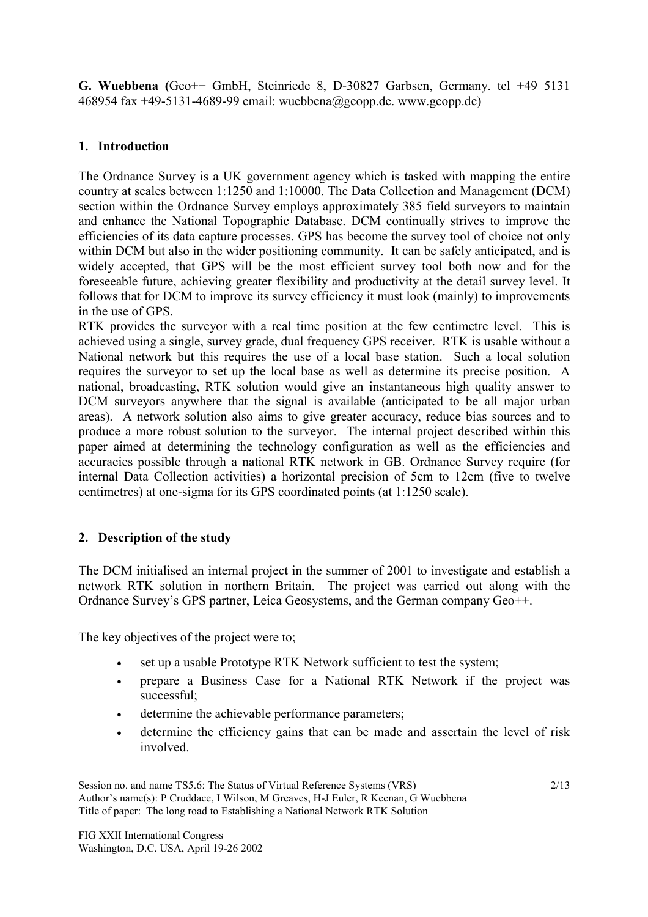**G. Wuebbena (**Geo++ GmbH, Steinriede 8, D-30827 Garbsen, Germany. tel +49 5131 468954 fax +49-5131-4689-99 email: wuebbena@geopp.de. www.geopp.de)

## 1. Introduction

The Ordnance Survey is a UK government agency which is tasked with mapping the entire country at scales between 1:1250 and 1:10000. The Data Collection and Management (DCM) section within the Ordnance Survey employs approximately 385 field surveyors to maintain and enhance the National Topographic Database. DCM continually strives to improve the efficiencies of its data capture processes. GPS has become the survey tool of choice not only within DCM but also in the wider positioning community. It can be safely anticipated, and is widely accepted, that GPS will be the most efficient survey tool both now and for the foreseeable future, achieving greater flexibility and productivity at the detail survey level. It follows that for DCM to improve its survey efficiency it must look (mainly) to improvements in the use of GPS.

RTK provides the surveyor with a real time position at the few centimetre level. This is achieved using a single, survey grade, dual frequency GPS receiver. RTK is usable without a National network but this requires the use of a local base station. Such a local solution requires the surveyor to set up the local base as well as determine its precise position. A national, broadcasting, RTK solution would give an instantaneous high quality answer to DCM surveyors anywhere that the signal is available (anticipated to be all major urban areas). A network solution also aims to give greater accuracy, reduce bias sources and to produce a more robust solution to the surveyor. The internal project described within this paper aimed at determining the technology configuration as well as the efficiencies and accuracies possible through a national RTK network in GB. Ordnance Survey require (for internal Data Collection activities) a horizontal precision of 5cm to 12cm (five to twelve centimetres) at one-sigma for its GPS coordinated points (at 1:1250 scale).

## 2. Description of the study

The DCM initialised an internal project in the summer of 2001 to investigate and establish a network RTK solution in northern Britain. The project was carried out along with the Ordnance Survey's GPS partner, Leica Geosystems, and the German company Geo++.

The key objectives of the project were to;

- set up a usable Prototype RTK Network sufficient to test the system;
- prepare a Business Case for a National RTK Network if the project was successful;
- determine the achievable performance parameters;
- determine the efficiency gains that can be made and assertain the level of risk involved.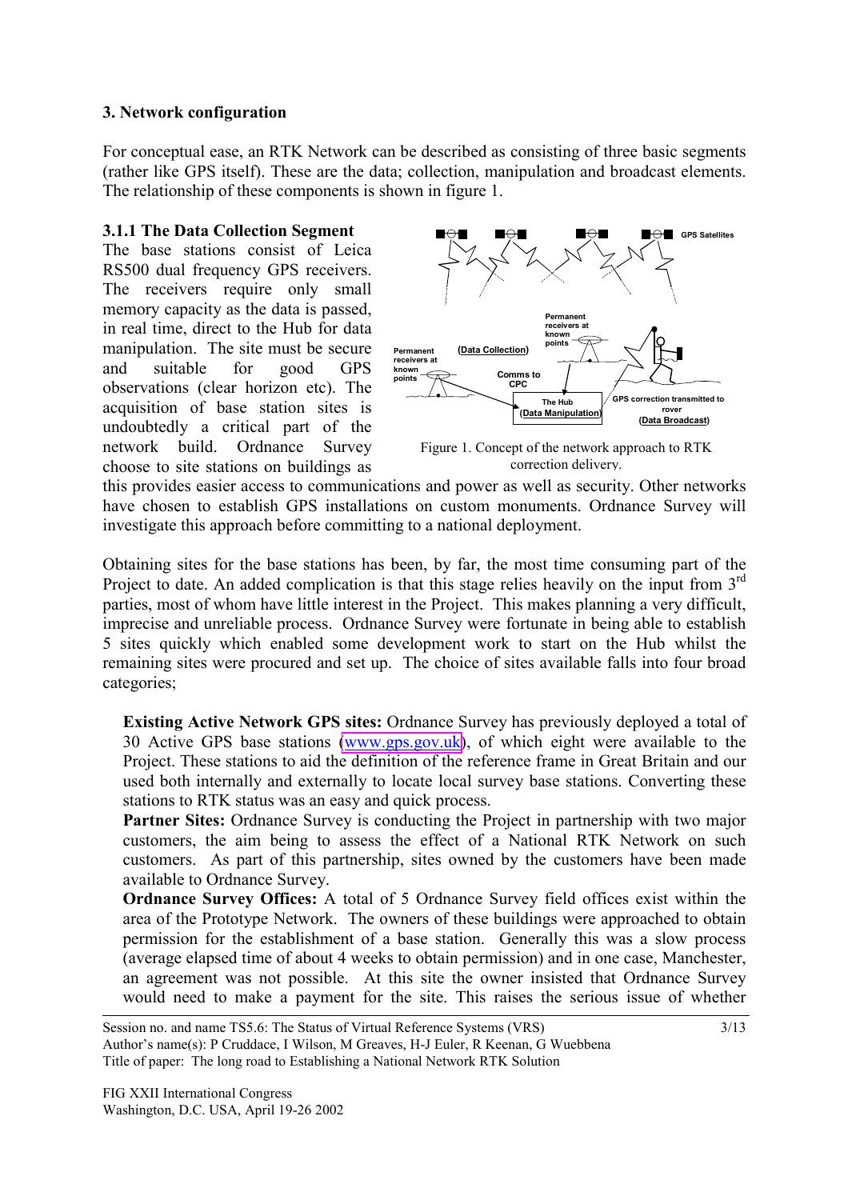## 3. Network configuration

For conceptual ease, an RTK Network can be described as consisting of three basic segments (rather like GPS itself). These are the data; collection, manipulation and broadcast elements. The relationship of these components is shown in figure 1.

### 3.1.1 The Data Collection Segment

The base stations consist of Leica RS500 dual frequency GPS receivers. The receivers require only small memory capacity as the data is passed, in real time, direct to the Hub for data manipulation. The site must be secure and suitable for good GPS observations (clear horizon etc). The acquisition of base station sites is undoubtedly a critical part of the network build. Ordnance Survey choose to site stations on buildings as this provides easier access to communications and power as well as security. Other networks have chosen to establish GPS installations on custom monuments. Ordnance Survey will investigate this approach before committing to a national deployment.

Figure 1. Concept of the network approach to RTK correction delivery.

Obtaining sites for the base stations has been, by far, the most time consuming part of the Project to date. An added complication is that this stage relies heavily on the input from 3rd parties, most of whom have little interest in the Project. This makes planning a very difficult, imprecise and unreliable process. Ordnance Survey were fortunate in being able to establish 5 sites quickly which enabled some development work to start on the Hub whilst the remaining sites were procured and set up. The choice of sites available falls into four broad categories;

**Existing Active Network GPS sites:** Ordnance Survey has previously deployed a total of 30 Active GPS base stations (www.gps.gov.uk), of which eight were available to the Project. These stations to aid the definition of the reference frame in Great Britain and our used both internally and externally to locate local survey base stations. Converting these stations to RTK status was an easy and quick process.

**Partner Sites:** Ordnance Survey is conducting the Project in partnership with two major customers, the aim being to assess the effect of a National RTK Network on such customers. As part of this partnership, sites owned by the customers have been made available to Ordnance Survey.

**Ordnance Survey Offices:** A total of 5 Ordnance Survey field offices exist within the area of the Prototype Network. The owners of these buildings were approached to obtain permission for the establishment of a base station. Generally this was a slow process (average elapsed time of about 4 weeks to obtain permission) and in one case, Manchester, an agreement was not possible. At this site the owner insisted that Ordnance Survey would need to make a payment for the site. This raises the serious issue of whether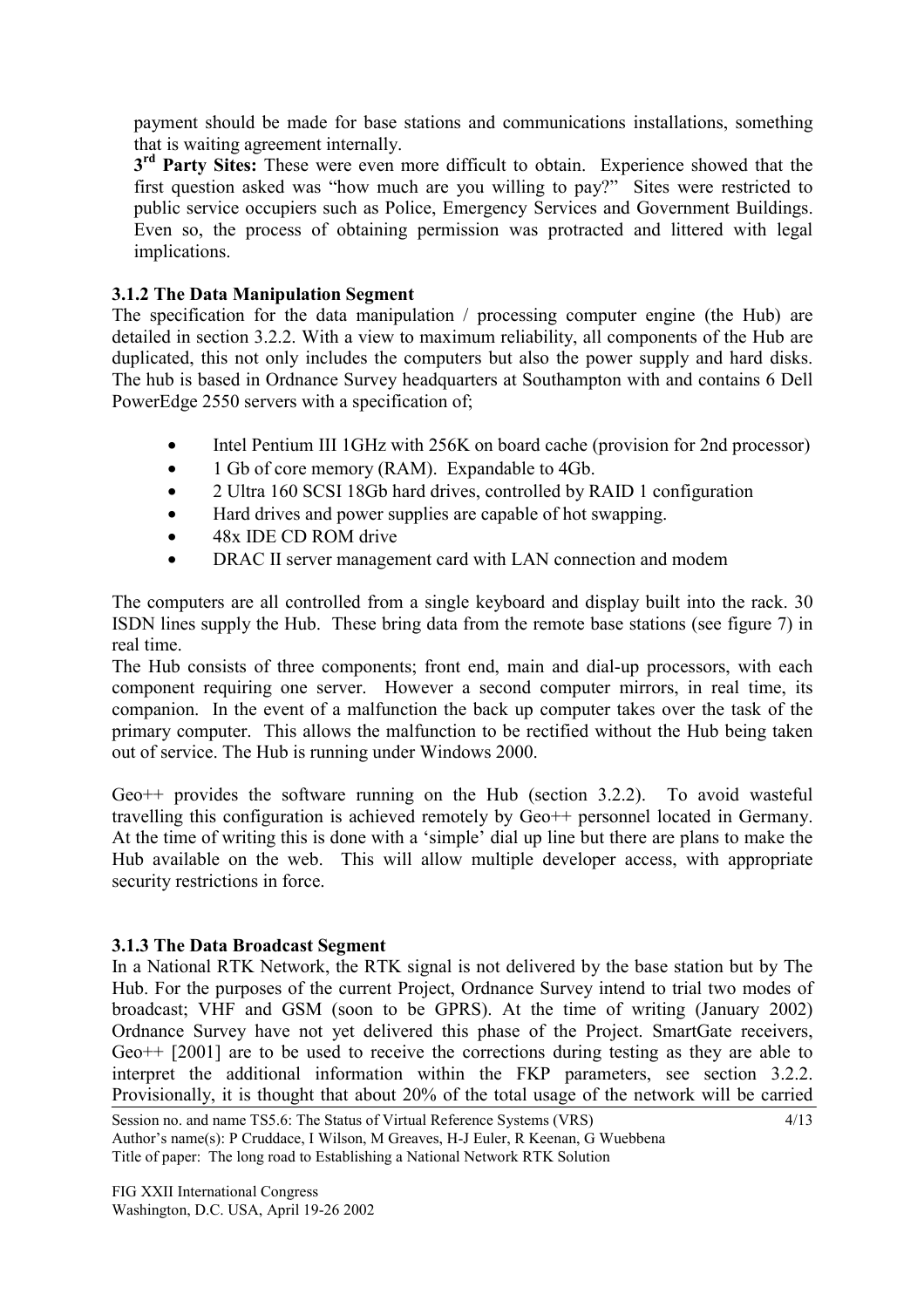payment should be made for base stations and communications installations, something that is waiting agreement internally.

**3rd Party Sites:** These were even more difficult to obtain. Experience showed that the first question asked was "how much are you willing to pay?" Sites were restricted to public service occupiers such as Police, Emergency Services and Government Buildings. Even so, the process of obtaining permission was protracted and littered with legal implications.

### 3.1.2 The Data Manipulation Segment

The specification for the data manipulation / processing computer engine (the Hub) are detailed in section 3.2.2. With a view to maximum reliability, all components of the Hub are duplicated, this not only includes the computers but also the power supply and hard disks. The hub is based in Ordnance Survey headquarters at Southampton with and contains 6 Dell PowerEdge 2550 servers with a specification of;

- Intel Pentium III 1GHz with 256K on board cache (provision for 2nd processor)
- 1 Gb of core memory (RAM). Expandable to 4Gb.
- 2 Ultra 160 SCSI 18Gb hard drives, controlled by RAID 1 configuration
- Hard drives and power supplies are capable of hot swapping.
- 48x IDE CD ROM drive
- DRAC II server management card with LAN connection and modem

The computers are all controlled from a single keyboard and display built into the rack. 30 ISDN lines supply the Hub. These bring data from the remote base stations (see figure 7) in real time.

The Hub consists of three components; front end, main and dial-up processors, with each component requiring one server. However a second computer mirrors, in real time, its companion. In the event of a malfunction the back up computer takes over the task of the primary computer. This allows the malfunction to be rectified without the Hub being taken out of service. The Hub is running under Windows 2000.

Geo++ provides the software running on the Hub (section 3.2.2). To avoid wasteful travelling this configuration is achieved remotely by Geo++ personnel located in Germany. At the time of writing this is done with a 'simple' dial up line but there are plans to make the Hub available on the web. This will allow multiple developer access, with appropriate security restrictions in force.

### 3.1.3 The Data Broadcast Segment

In a National RTK Network, the RTK signal is not delivered by the base station but by The Hub. For the purposes of the current Project, Ordnance Survey intend to trial two modes of broadcast; VHF and GSM (soon to be GPRS). At the time of writing (January 2002) Ordnance Survey have not yet delivered this phase of the Project. SmartGate receivers, Geo++ [2001] are to be used to receive the corrections during testing as they are able to interpret the additional information within the FKP parameters, see section 3.2.2. Provisionally, it is thought that about 20% of the total usage of the network will be carried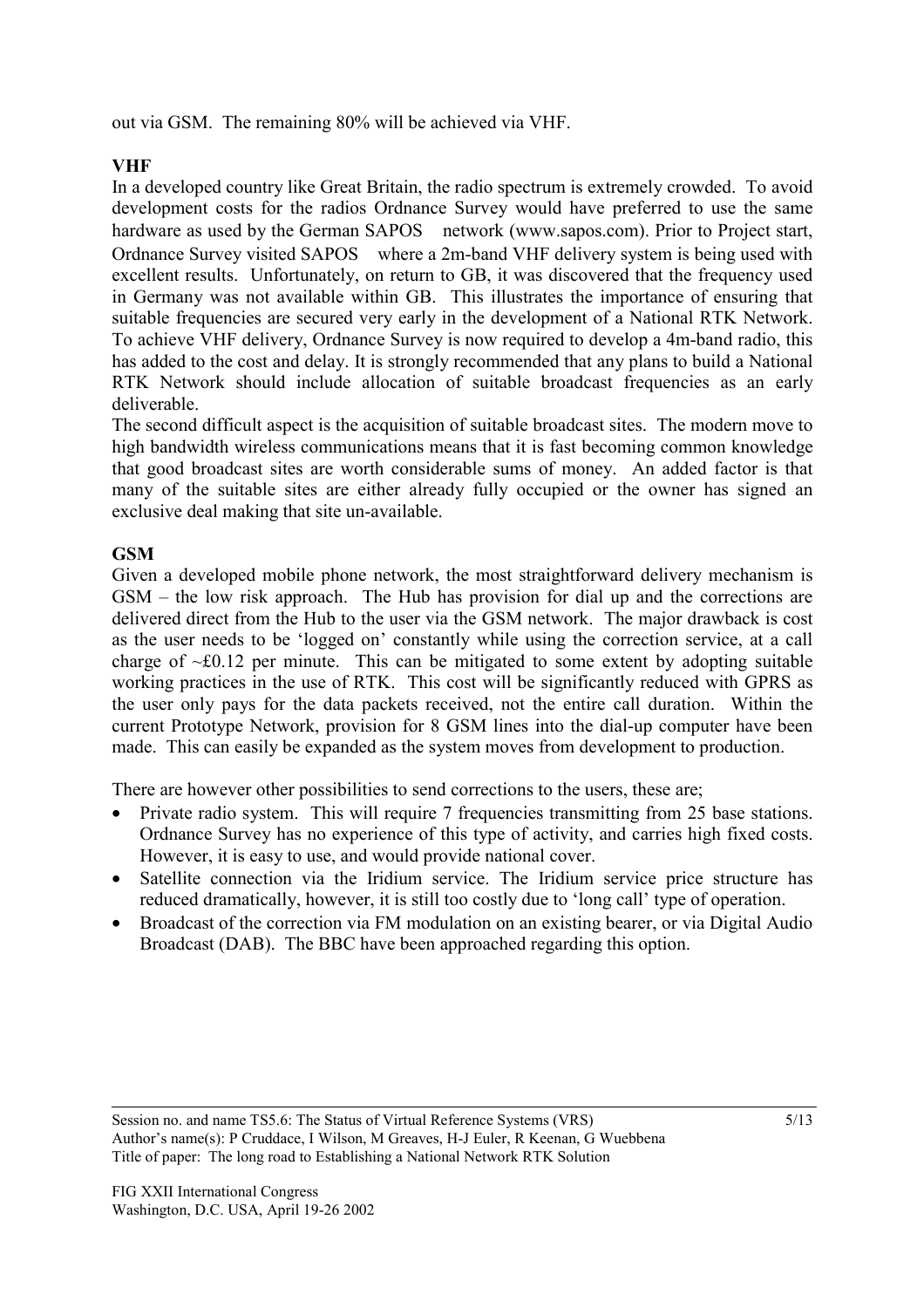out via GSM. The remaining 80% will be achieved via VHF.

**VHF**

In a developed country like Great Britain, the radio spectrum is extremely crowded. To avoid development costs for the radios Ordnance Survey would have preferred to use the same hardware as used by the German SAPOS network (www.sapos.com). Prior to Project start, Ordnance Survey visited SAPOS where a 2m-band VHF delivery system is being used with excellent results. Unfortunately, on return to GB, it was discovered that the frequency used in Germany was not available within GB. This illustrates the importance of ensuring that suitable frequencies are secured very early in the development of a National RTK Network. To achieve VHF delivery, Ordnance Survey is now required to develop a 4m-band radio, this has added to the cost and delay. It is strongly recommended that any plans to build a National RTK Network should include allocation of suitable broadcast frequencies as an early deliverable.

The second difficult aspect is the acquisition of suitable broadcast sites. The modern move to high bandwidth wireless communications means that it is fast becoming common knowledge that good broadcast sites are worth considerable sums of money. An added factor is that many of the suitable sites are either already fully occupied or the owner has signed an exclusive deal making that site un-available.

**GSM**

Given a developed mobile phone network, the most straightforward delivery mechanism is GSM – the low risk approach. The Hub has provision for dial up and the corrections are delivered direct from the Hub to the user via the GSM network. The major drawback is cost as the user needs to be 'logged on' constantly while using the correction service, at a call charge of ~£0.12 per minute. This can be mitigated to some extent by adopting suitable working practices in the use of RTK. This cost will be significantly reduced with GPRS as the user only pays for the data packets received, not the entire call duration. Within the current Prototype Network, provision for 8 GSM lines into the dial-up computer have been made. This can easily be expanded as the system moves from development to production.

There are however other possibilities to send corrections to the users, these are;

- Private radio system. This will require 7 frequencies transmitting from 25 base stations. Ordnance Survey has no experience of this type of activity, and carries high fixed costs. However, it is easy to use, and would provide national cover.
- Satellite connection via the Iridium service. The Iridium service price structure has reduced dramatically, however, it is still too costly due to 'long call' type of operation.
- Broadcast of the correction via FM modulation on an existing bearer, or via Digital Audio Broadcast (DAB). The BBC have been approached regarding this option.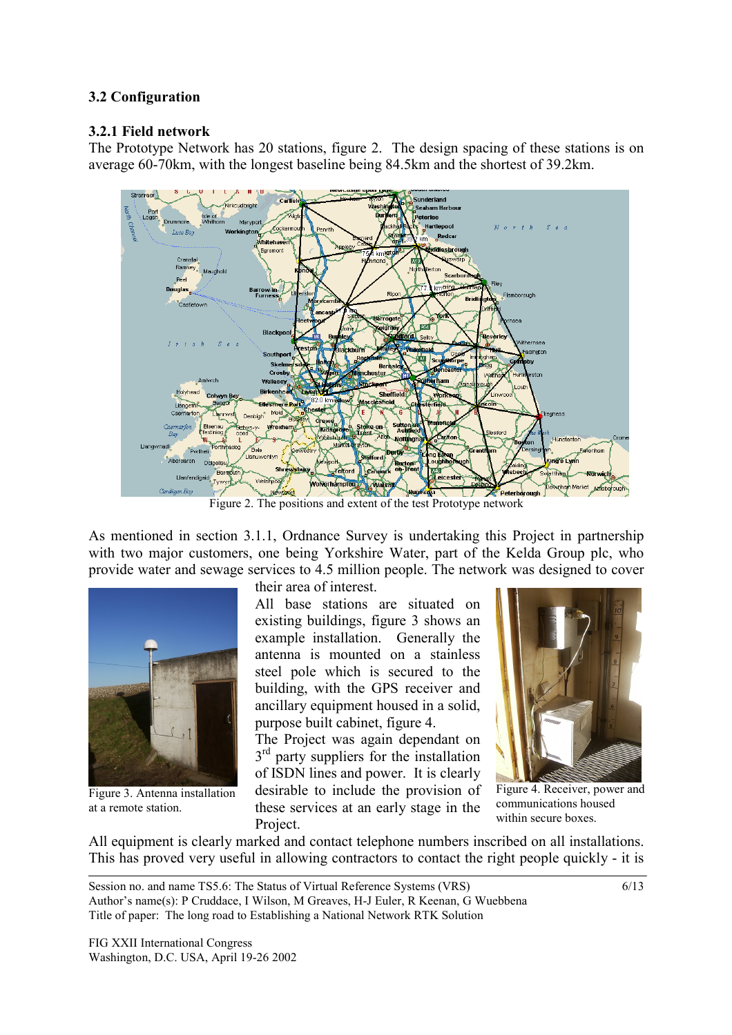### 3.2 Configuration

#### 3.2.1 Field network

The Prototype Network has 20 stations, figure 2. The design spacing of these stations is on average 60-70km, with the longest baseline being 84.5km and the shortest of 39.2km.

Figure 2. The positions and extent of the test Prototype network

As mentioned in section 3.1.1, Ordnance Survey is undertaking this Project in partnership with two major customers, one being Yorkshire Water, part of the Kelda Group plc, who provide water and sewage services to 4.5 million people. The network was designed to cover their area of interest.

All base stations are situated on existing buildings, figure 3 shows an example installation. Generally the antenna is mounted on a stainless steel pole which is secured to the building, with the GPS receiver and ancillary equipment housed in a solid, purpose built cabinet, figure 4.

The Project was again dependant on 3rd party suppliers for the installation of ISDN lines and power. It is clearly desirable to include the provision of these services at an early stage in the Project.

Figure 3. Antenna installation at a remote station.

Figure 4. Receiver, power and communications housed within secure boxes.

All equipment is clearly marked and contact telephone numbers inscribed on all installations. This has proved very useful in allowing contractors to contact the right people quickly - it is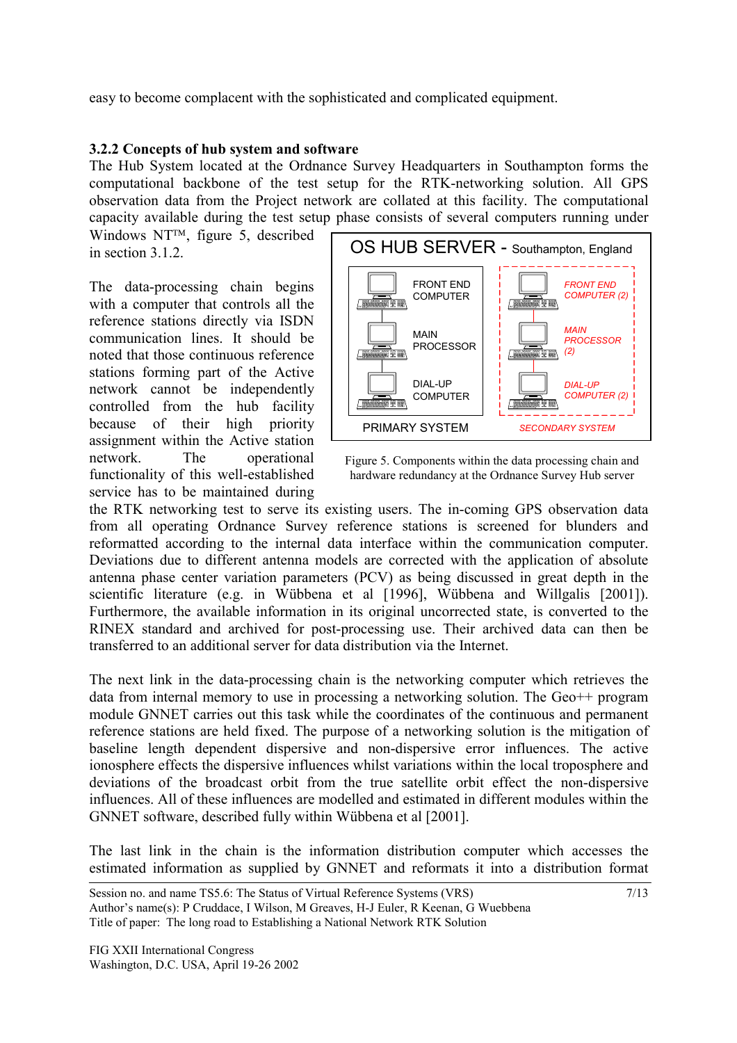easy to become complacent with the sophisticated and complicated equipment.

### 3.2.2 Concepts of hub system and software

The Hub System located at the Ordnance Survey Headquarters in Southampton forms the computational backbone of the test setup for the RTK-networking solution. All GPS observation data from the Project network are collated at this facility. The computational capacity available during the test setup phase consists of several computers running under Windows NT™, figure 5, described in section 3.1.2.

OS HUB SERVER - Southampton, England

| PRIMARY SYSTEM | SECONDARY SYSTEM |
|---|---|
| FRONT END COMPUTER | FRONT END COMPUTER (2) |
| MAIN PROCESSOR | MAIN PROCESSOR (2) |
| DIAL-UP COMPUTER | DIAL-UP COMPUTER (2) |

Figure 5. Components within the data processing chain and hardware redundancy at the Ordnance Survey Hub server

The data-processing chain begins with a computer that controls all the reference stations directly via ISDN communication lines. It should be noted that those continuous reference stations forming part of the Active network cannot be independently controlled from the hub facility because of their high priority assignment within the Active station network. The operational functionality of this well-established service has to be maintained during the RTK networking test to serve its existing users. The in-coming GPS observation data from all operating Ordnance Survey reference stations is screened for blunders and reformatted according to the internal data interface within the communication computer. Deviations due to different antenna models are corrected with the application of absolute antenna phase center variation parameters (PCV) as being discussed in great depth in the scientific literature (e.g. in Wübbena et al [1996], Wübbena and Willgalis [2001]). Furthermore, the available information in its original uncorrected state, is converted to the RINEX standard and archived for post-processing use. Their archived data can then be transferred to an additional server for data distribution via the Internet.

The next link in the data-processing chain is the networking computer which retrieves the data from internal memory to use in processing a networking solution. The Geo++ program module GNNET carries out this task while the coordinates of the continuous and permanent reference stations are held fixed. The purpose of a networking solution is the mitigation of baseline length dependent dispersive and non-dispersive error influences. The active ionosphere effects the dispersive influences whilst variations within the local troposphere and deviations of the broadcast orbit from the true satellite orbit effect the non-dispersive influences. All of these influences are modelled and estimated in different modules within the GNNET software, described fully within Wübbena et al [2001].

The last link in the chain is the information distribution computer which accesses the estimated information as supplied by GNNET and reformats it into a distribution format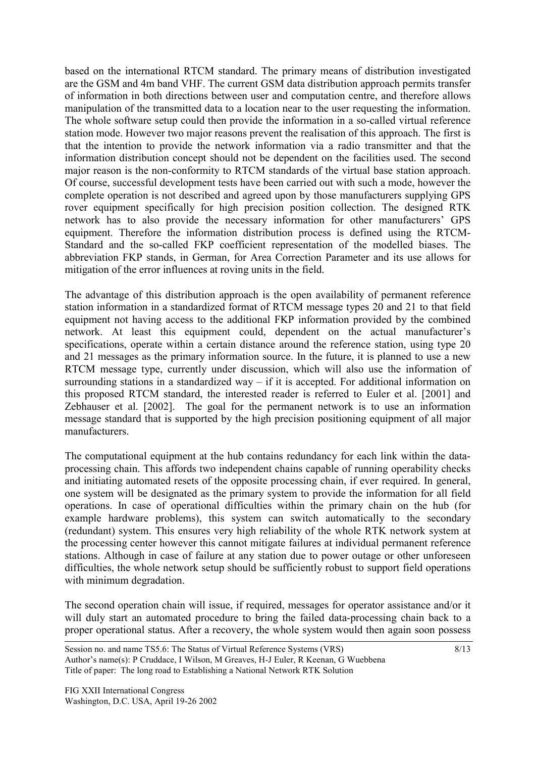based on the international RTCM standard. The primary means of distribution investigated are the GSM and 4m band VHF. The current GSM data distribution approach permits transfer of information in both directions between user and computation centre, and therefore allows manipulation of the transmitted data to a location near to the user requesting the information. The whole software setup could then provide the information in a so-called virtual reference station mode. However two major reasons prevent the realisation of this approach. The first is that the intention to provide the network information via a radio transmitter and that the information distribution concept should not be dependent on the facilities used. The second major reason is the non-conformity to RTCM standards of the virtual base station approach. Of course, successful development tests have been carried out with such a mode, however the complete operation is not described and agreed upon by those manufacturers supplying GPS rover equipment specifically for high precision position collection. The designed RTK network has to also provide the necessary information for other manufacturers' GPS equipment. Therefore the information distribution process is defined using the RTCM-Standard and the so-called FKP coefficient representation of the modelled biases. The abbreviation FKP stands, in German, for Area Correction Parameter and its use allows for mitigation of the error influences at roving units in the field.

The advantage of this distribution approach is the open availability of permanent reference station information in a standardized format of RTCM message types 20 and 21 to that field equipment not having access to the additional FKP information provided by the combined network. At least this equipment could, dependent on the actual manufacturer's specifications, operate within a certain distance around the reference station, using type 20 and 21 messages as the primary information source. In the future, it is planned to use a new RTCM message type, currently under discussion, which will also use the information of surrounding stations in a standardized way – if it is accepted. For additional information on this proposed RTCM standard, the interested reader is referred to Euler et al. [2001] and Zebhauser et al. [2002]. The goal for the permanent network is to use an information message standard that is supported by the high precision positioning equipment of all major manufacturers.

The computational equipment at the hub contains redundancy for each link within the data-processing chain. This affords two independent chains capable of running operability checks and initiating automated resets of the opposite processing chain, if ever required. In general, one system will be designated as the primary system to provide the information for all field operations. In case of operational difficulties within the primary chain on the hub (for example hardware problems), this system can switch automatically to the secondary (redundant) system. This ensures very high reliability of the whole RTK network system at the processing center however this cannot mitigate failures at individual permanent reference stations. Although in case of failure at any station due to power outage or other unforeseen difficulties, the whole network setup should be sufficiently robust to support field operations with minimum degradation.

The second operation chain will issue, if required, messages for operator assistance and/or it will duly start an automated procedure to bring the failed data-processing chain back to a proper operational status. After a recovery, the whole system would then again soon possess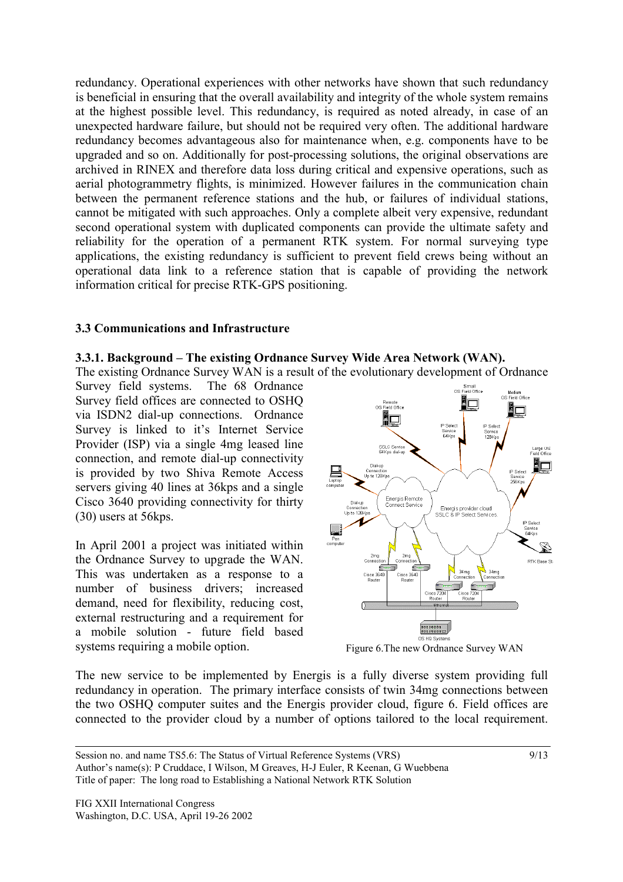redundancy. Operational experiences with other networks have shown that such redundancy is beneficial in ensuring that the overall availability and integrity of the whole system remains at the highest possible level. This redundancy, is required as noted already, in case of an unexpected hardware failure, but should not be required very often. The additional hardware redundancy becomes advantageous also for maintenance when, e.g. components have to be upgraded and so on. Additionally for post-processing solutions, the original observations are archived in RINEX and therefore data loss during critical and expensive operations, such as aerial photogrammetry flights, is minimized. However failures in the communication chain between the permanent reference stations and the hub, or failures of individual stations, cannot be mitigated with such approaches. Only a complete albeit very expensive, redundant second operational system with duplicated components can provide the ultimate safety and reliability for the operation of a permanent RTK system. For normal surveying type applications, the existing redundancy is sufficient to prevent field crews being without an operational data link to a reference station that is capable of providing the network information critical for precise RTK-GPS positioning.

### 3.3 Communications and Infrastructure

#### 3.3.1. Background – The existing Ordnance Survey Wide Area Network (WAN).

The existing Ordnance Survey WAN is a result of the evolutionary development of Ordnance Survey field systems. The 68 Ordnance Survey field offices are connected to OSHQ via ISDN2 dial-up connections. Ordnance Survey is linked to it's Internet Service Provider (ISP) via a single 4mg leased line connection, and remote dial-up connectivity is provided by two Shiva Remote Access servers giving 40 lines at 36kps and a single Cisco 3640 providing connectivity for thirty (30) users at 56kps.

In April 2001 a project was initiated within the Ordnance Survey to upgrade the WAN. This was undertaken as a response to a number of business drivers; increased demand, need for flexibility, reducing cost, external restructuring and a requirement for a mobile solution - future field based systems requiring a mobile option.

Figure 6.The new Ordnance Survey WAN

The new service to be implemented by Energis is a fully diverse system providing full redundancy in operation. The primary interface consists of twin 34mg connections between the two OSHQ computer suites and the Energis provider cloud, figure 6. Field offices are connected to the provider cloud by a number of options tailored to the local requirement.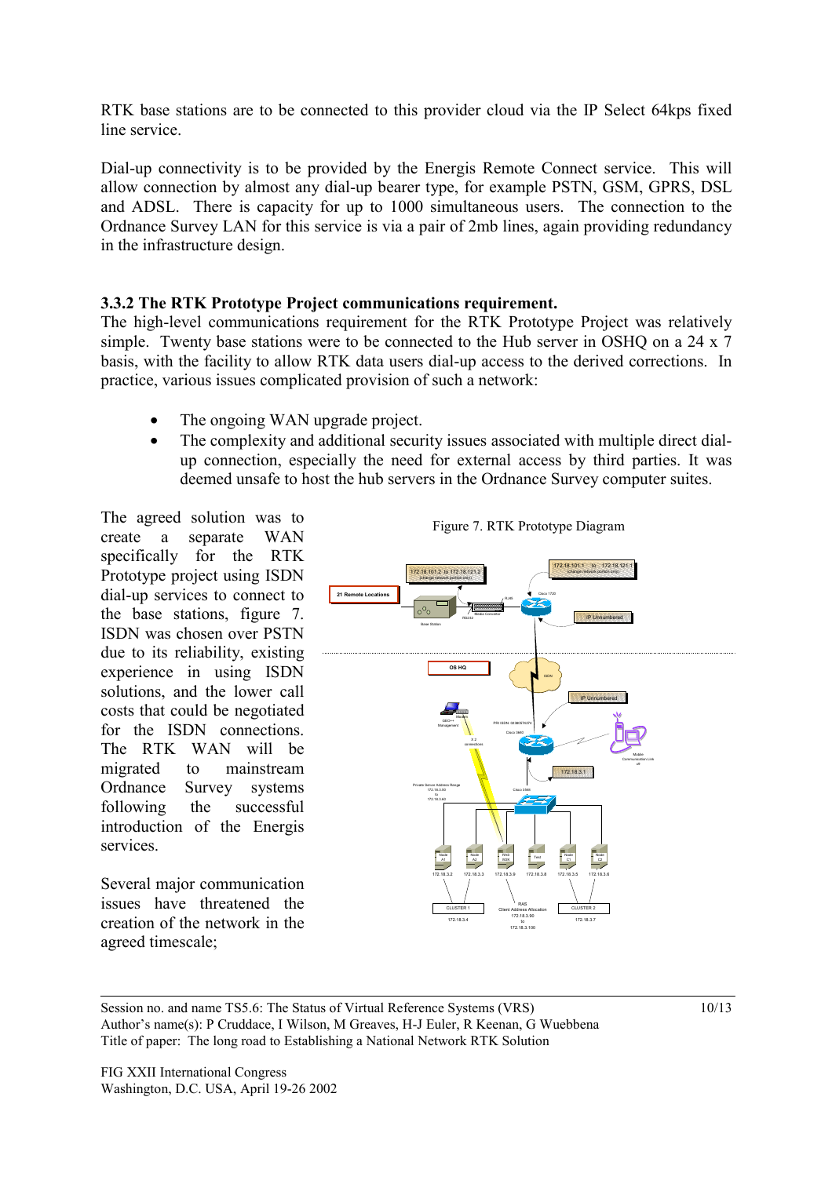RTK base stations are to be connected to this provider cloud via the IP Select 64kps fixed line service.

Dial-up connectivity is to be provided by the Energis Remote Connect service. This will allow connection by almost any dial-up bearer type, for example PSTN, GSM, GPRS, DSL and ADSL. There is capacity for up to 1000 simultaneous users. The connection to the Ordnance Survey LAN for this service is via a pair of 2mb lines, again providing redundancy in the infrastructure design.

### 3.3.2 The RTK Prototype Project communications requirement.

The high-level communications requirement for the RTK Prototype Project was relatively simple. Twenty base stations were to be connected to the Hub server in OSHQ on a 24 x 7 basis, with the facility to allow RTK data users dial-up access to the derived corrections. In practice, various issues complicated provision of such a network:

- The ongoing WAN upgrade project.
- The complexity and additional security issues associated with multiple direct dial-up connection, especially the need for external access by third parties. It was deemed unsafe to host the hub servers in the Ordnance Survey computer suites.

The agreed solution was to create a separate WAN specifically for the RTK Prototype project using ISDN dial-up services to connect to the base stations, figure 7. ISDN was chosen over PSTN due to its reliability, existing experience in using ISDN solutions, and the lower call costs that could be negotiated for the ISDN connections. The RTK WAN will be migrated to mainstream Ordnance Survey systems following the successful introduction of the Energis services.

Figure 7. RTK Prototype Diagram

Several major communication issues have threatened the creation of the network in the agreed timescale;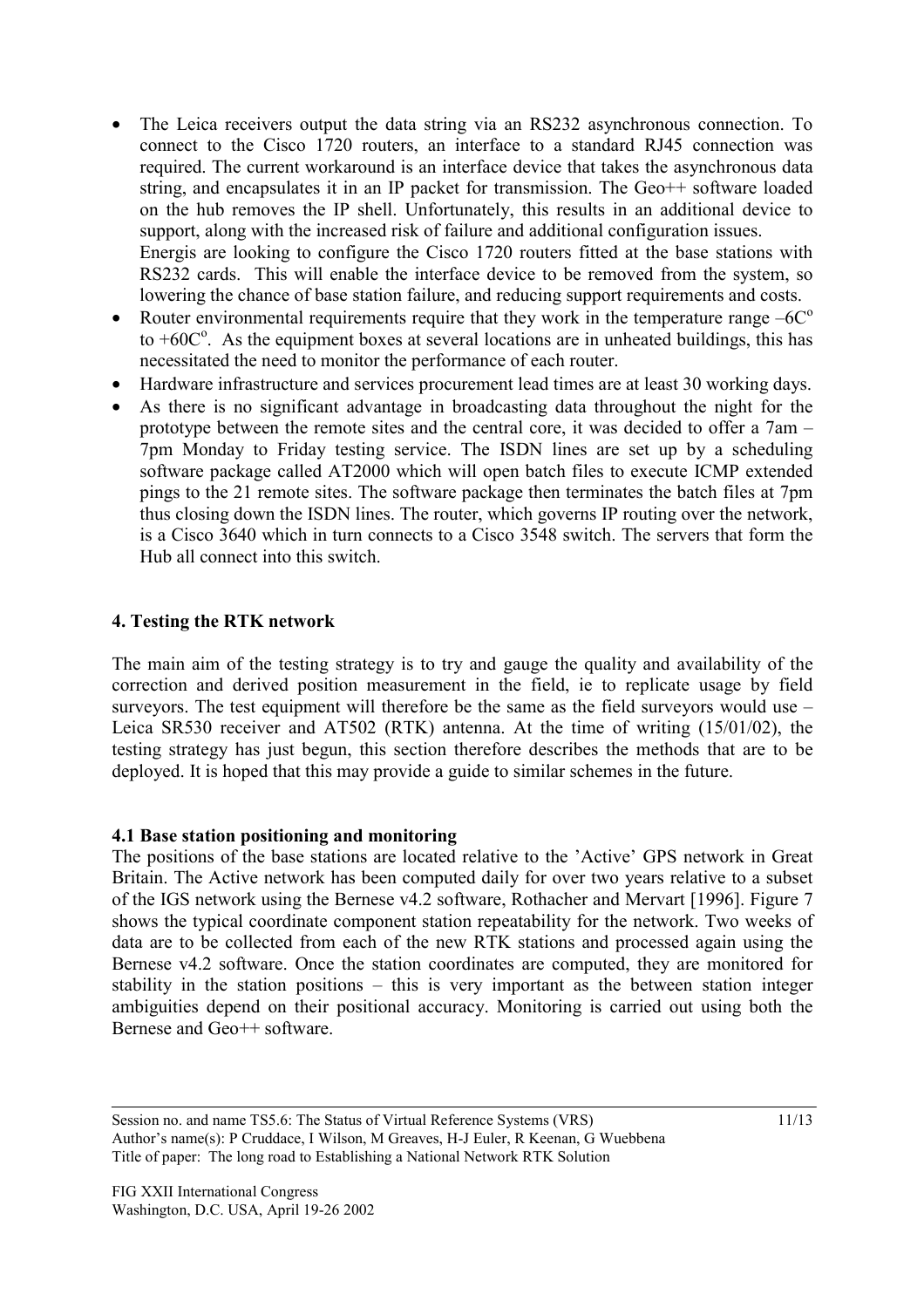- The Leica receivers output the data string via an RS232 asynchronous connection. To connect to the Cisco 1720 routers, an interface to a standard RJ45 connection was required. The current workaround is an interface device that takes the asynchronous data string, and encapsulates it in an IP packet for transmission. The Geo++ software loaded on the hub removes the IP shell. Unfortunately, this results in an additional device to support, along with the increased risk of failure and additional configuration issues.
  Energis are looking to configure the Cisco 1720 routers fitted at the base stations with RS232 cards. This will enable the interface device to be removed from the system, so lowering the chance of base station failure, and reducing support requirements and costs.
- Router environmental requirements require that they work in the temperature range $-6C^{o}$ to $+60C^{o}$. As the equipment boxes at several locations are in unheated buildings, this has necessitated the need to monitor the performance of each router.
- Hardware infrastructure and services procurement lead times are at least 30 working days.
- As there is no significant advantage in broadcasting data throughout the night for the prototype between the remote sites and the central core, it was decided to offer a 7am – 7pm Monday to Friday testing service. The ISDN lines are set up by a scheduling software package called AT2000 which will open batch files to execute ICMP extended pings to the 21 remote sites. The software package then terminates the batch files at 7pm thus closing down the ISDN lines. The router, which governs IP routing over the network, is a Cisco 3640 which in turn connects to a Cisco 3548 switch. The servers that form the Hub all connect into this switch.

## 4. Testing the RTK network

The main aim of the testing strategy is to try and gauge the quality and availability of the correction and derived position measurement in the field, ie to replicate usage by field surveyors. The test equipment will therefore be the same as the field surveyors would use – Leica SR530 receiver and AT502 (RTK) antenna. At the time of writing (15/01/02), the testing strategy has just begun, this section therefore describes the methods that are to be deployed. It is hoped that this may provide a guide to similar schemes in the future.

### 4.1 Base station positioning and monitoring

The positions of the base stations are located relative to the 'Active' GPS network in Great Britain. The Active network has been computed daily for over two years relative to a subset of the IGS network using the Bernese v4.2 software, Rothacher and Mervart [1996]. Figure 7 shows the typical coordinate component station repeatability for the network. Two weeks of data are to be collected from each of the new RTK stations and processed again using the Bernese v4.2 software. Once the station coordinates are computed, they are monitored for stability in the station positions – this is very important as the between station integer ambiguities depend on their positional accuracy. Monitoring is carried out using both the Bernese and Geo++ software.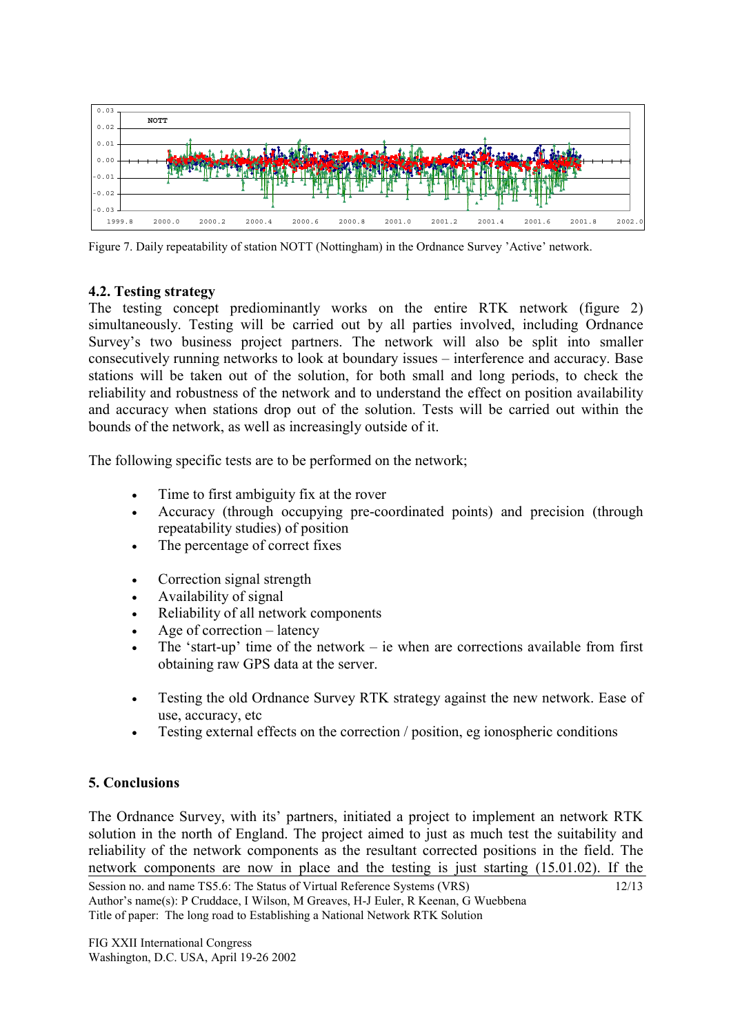Figure 7. Daily repeatability of station NOTT (Nottingham) in the Ordnance Survey 'Active' network.

### 4.2. Testing strategy

The testing concept prediominantly works on the entire RTK network (figure 2) simultaneously. Testing will be carried out by all parties involved, including Ordnance Survey's two business project partners. The network will also be split into smaller consecutively running networks to look at boundary issues – interference and accuracy. Base stations will be taken out of the solution, for both small and long periods, to check the reliability and robustness of the network and to understand the effect on position availability and accuracy when stations drop out of the solution. Tests will be carried out within the bounds of the network, as well as increasingly outside of it.

The following specific tests are to be performed on the network;

- Time to first ambiguity fix at the rover
- Accuracy (through occupying pre-coordinated points) and precision (through repeatability studies) of position
- The percentage of correct fixes

- Correction signal strength
- Availability of signal
- Reliability of all network components
- Age of correction – latency
- The 'start-up' time of the network – ie when are corrections available from first obtaining raw GPS data at the server.

- Testing the old Ordnance Survey RTK strategy against the new network. Ease of use, accuracy, etc
- Testing external effects on the correction / position, eg ionospheric conditions

## 5. Conclusions

The Ordnance Survey, with its' partners, initiated a project to implement an network RTK solution in the north of England. The project aimed to just as much test the suitability and reliability of the network components as the resultant corrected positions in the field. The network components are now in place and the testing is just starting (15.01.02). If the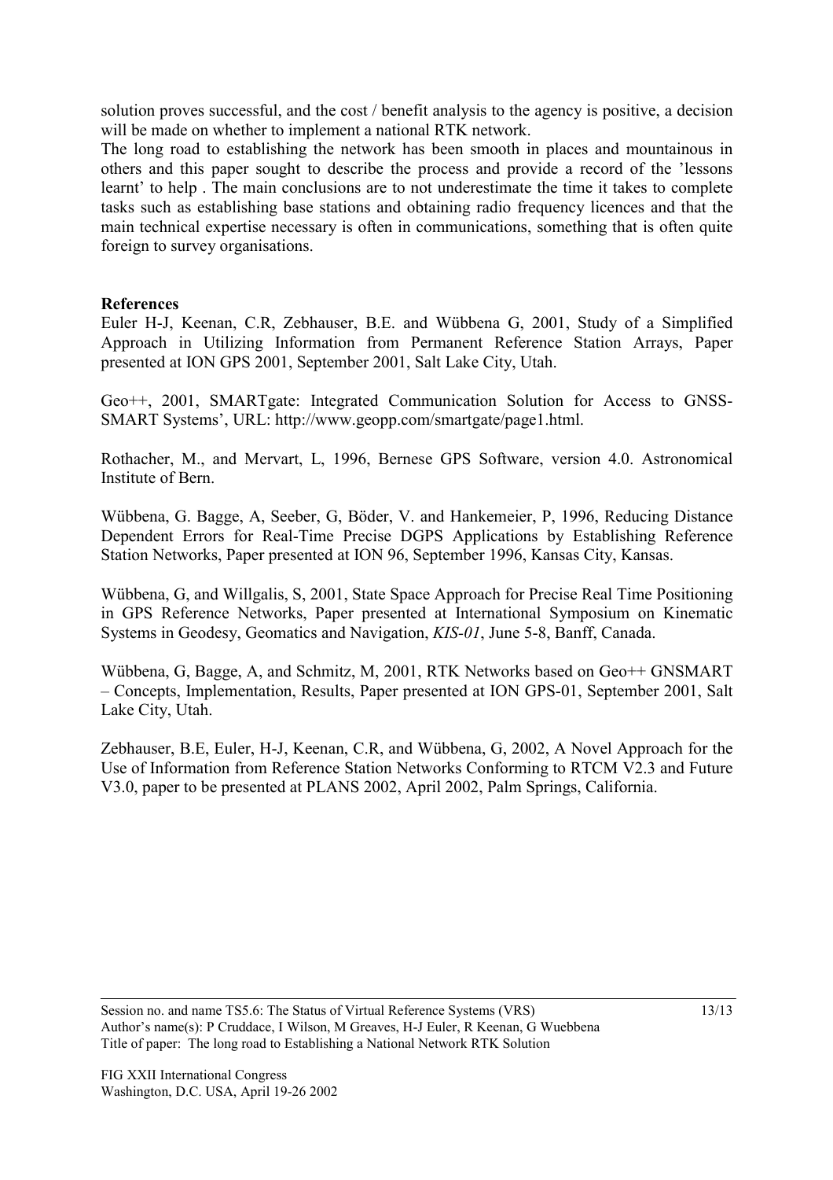solution proves successful, and the cost / benefit analysis to the agency is positive, a decision will be made on whether to implement a national RTK network.

The long road to establishing the network has been smooth in places and mountainous in others and this paper sought to describe the process and provide a record of the 'lessons learnt' to help . The main conclusions are to not underestimate the time it takes to complete tasks such as establishing base stations and obtaining radio frequency licences and that the main technical expertise necessary is often in communications, something that is often quite foreign to survey organisations.

**References**

Euler H-J, Keenan, C.R, Zebhauser, B.E. and Wübbena G, 2001, Study of a Simplified Approach in Utilizing Information from Permanent Reference Station Arrays, Paper presented at ION GPS 2001, September 2001, Salt Lake City, Utah.

Geo++, 2001, SMARTgate: Integrated Communication Solution for Access to GNSS-SMART Systems', URL: http://www.geopp.com/smartgate/page1.html.

Rothacher, M., and Mervart, L, 1996, Bernese GPS Software, version 4.0. Astronomical Institute of Bern.

Wübbena, G. Bagge, A, Seeber, G, Böder, V. and Hankemeier, P, 1996, Reducing Distance Dependent Errors for Real-Time Precise DGPS Applications by Establishing Reference Station Networks, Paper presented at ION 96, September 1996, Kansas City, Kansas.

Wübbena, G, and Willgalis, S, 2001, State Space Approach for Precise Real Time Positioning in GPS Reference Networks, Paper presented at International Symposium on Kinematic Systems in Geodesy, Geomatics and Navigation, *KIS-01*, June 5-8, Banff, Canada.

Wübbena, G, Bagge, A, and Schmitz, M, 2001, RTK Networks based on Geo++ GNSMART – Concepts, Implementation, Results, Paper presented at ION GPS-01, September 2001, Salt Lake City, Utah.

Zebhauser, B.E, Euler, H-J, Keenan, C.R, and Wübbena, G, 2002, A Novel Approach for the Use of Information from Reference Station Networks Conforming to RTCM V2.3 and Future V3.0, paper to be presented at PLANS 2002, April 2002, Palm Springs, California.